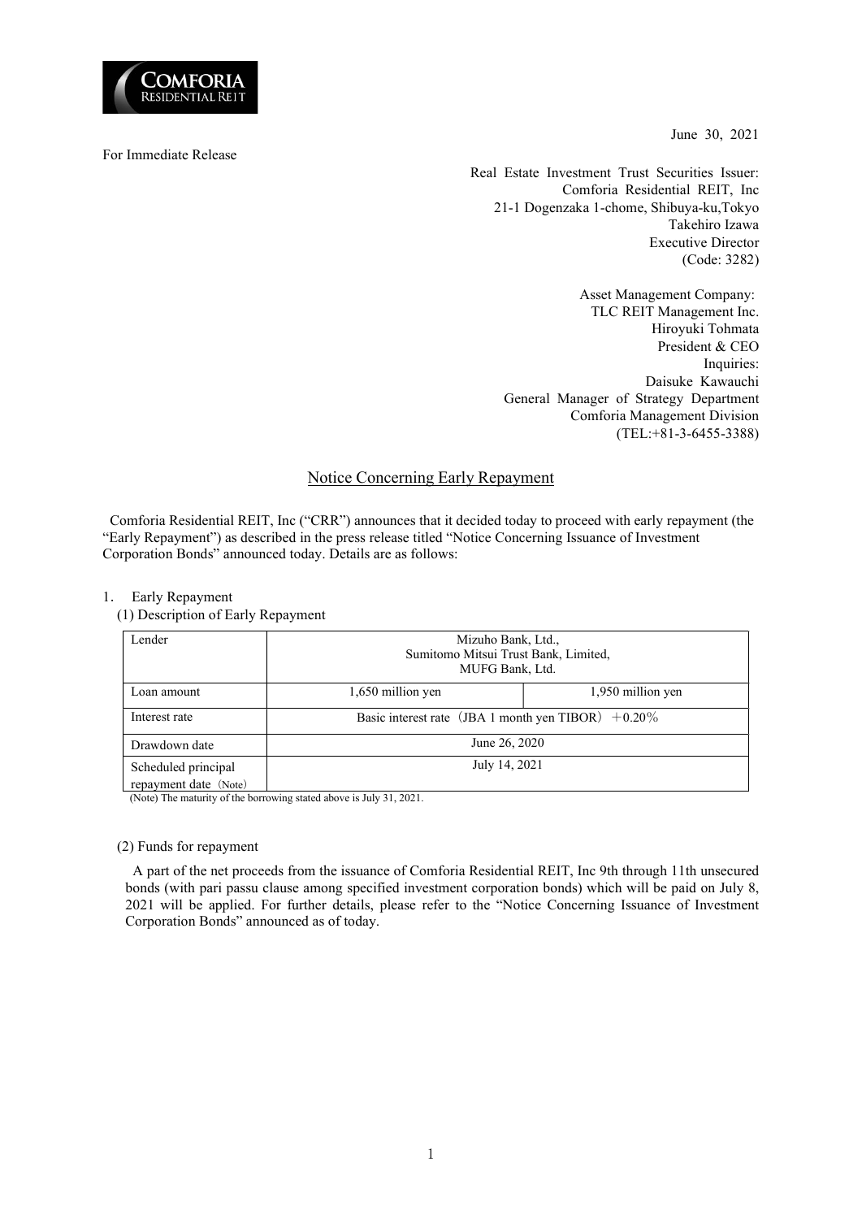June 30, 2021

For Immediate Release

Real Estate Investment Trust Securities Issuer:
Comforia Residential REIT, Inc
21-1 Dogenzaka 1-chome, Shibuya-ku,Tokyo
Takehiro Izawa
Executive Director
(Code: 3282)

Asset Management Company:
TLC REIT Management Inc.
Hiroyuki Tohmata
President & CEO
Inquiries:
Daisuke Kawauchi
General Manager of Strategy Department
Comforia Management Division
(TEL:+81-3-6455-3388)

# Notice Concerning Early Repayment

Comforia Residential REIT, Inc ("CRR") announces that it decided today to proceed with early repayment (the "Early Repayment") as described in the press release titled "Notice Concerning Issuance of Investment Corporation Bonds" announced today. Details are as follows:

1. Early Repayment

(1) Description of Early Repayment

| Lender | Mizuho Bank, Ltd., Sumitomo Mitsui Trust Bank, Limited, MUFG Bank, Ltd. | |
|---|---|---|
| Loan amount | 1,650 million yen | 1,950 million yen |
| Interest rate | Basic interest rate（JBA 1 month yen TIBOR）＋0.20％ | |
| Drawdown date | June 26, 2020 | |
| Scheduled principal repayment date（Note） | July 14, 2021 | |

(Note) The maturity of the borrowing stated above is July 31, 2021.

(2) Funds for repayment

A part of the net proceeds from the issuance of Comforia Residential REIT, Inc 9th through 11th unsecured bonds (with pari passu clause among specified investment corporation bonds) which will be paid on July 8, 2021 will be applied. For further details, please refer to the "Notice Concerning Issuance of Investment Corporation Bonds" announced as of today.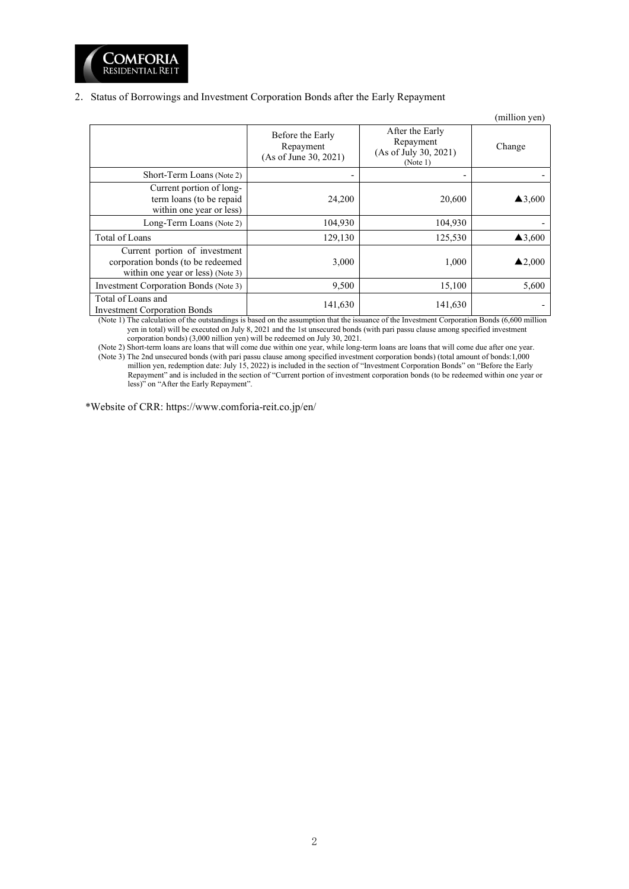2. Status of Borrowings and Investment Corporation Bonds after the Early Repayment

(million yen)

| | Before the Early Repayment (As of June 30, 2021) | After the Early Repayment (As of July 30, 2021) (Note 1) | Change |
|---|---|---|---|
| Short-Term Loans (Note 2) | - | - | - |
| Current portion of long-term loans (to be repaid within one year or less) | 24,200 | 20,600 | ▲3,600 |
| Long-Term Loans (Note 2) | 104,930 | 104,930 | - |
| Total of Loans | 129,130 | 125,530 | ▲3,600 |
| Current portion of investment corporation bonds (to be redeemed within one year or less) (Note 3) | 3,000 | 1,000 | ▲2,000 |
| Investment Corporation Bonds (Note 3) | 9,500 | 15,100 | 5,600 |
| Total of Loans and Investment Corporation Bonds | 141,630 | 141,630 | - |

(Note 1) The calculation of the outstandings is based on the assumption that the issuance of the Investment Corporation Bonds (6,600 million yen in total) will be executed on July 8, 2021 and the 1st unsecured bonds (with pari passu clause among specified investment corporation bonds) (3,000 nillion yen) will be redeemed on July 30, 2021.

(Note 2) Short-term loans are loans that will come due within one year, while long-term loans are loans that will come due after one year.

(Note 3) The 2nd unsecured bonds (with pari passu clause among specified investment corporation bonds) (total amount of bonds:1,000 million yen, redemption date: July 15, 2022) is included in the section of "Investment Corporation Bonds" on "Before the Early Repayment" and is included in the section of "Current portion of investment corporation bonds (to be redeemed within one year or less)" on "After the Early Repayment".

*Website of CRR: https://www.comforia-reit.co.jp/en/